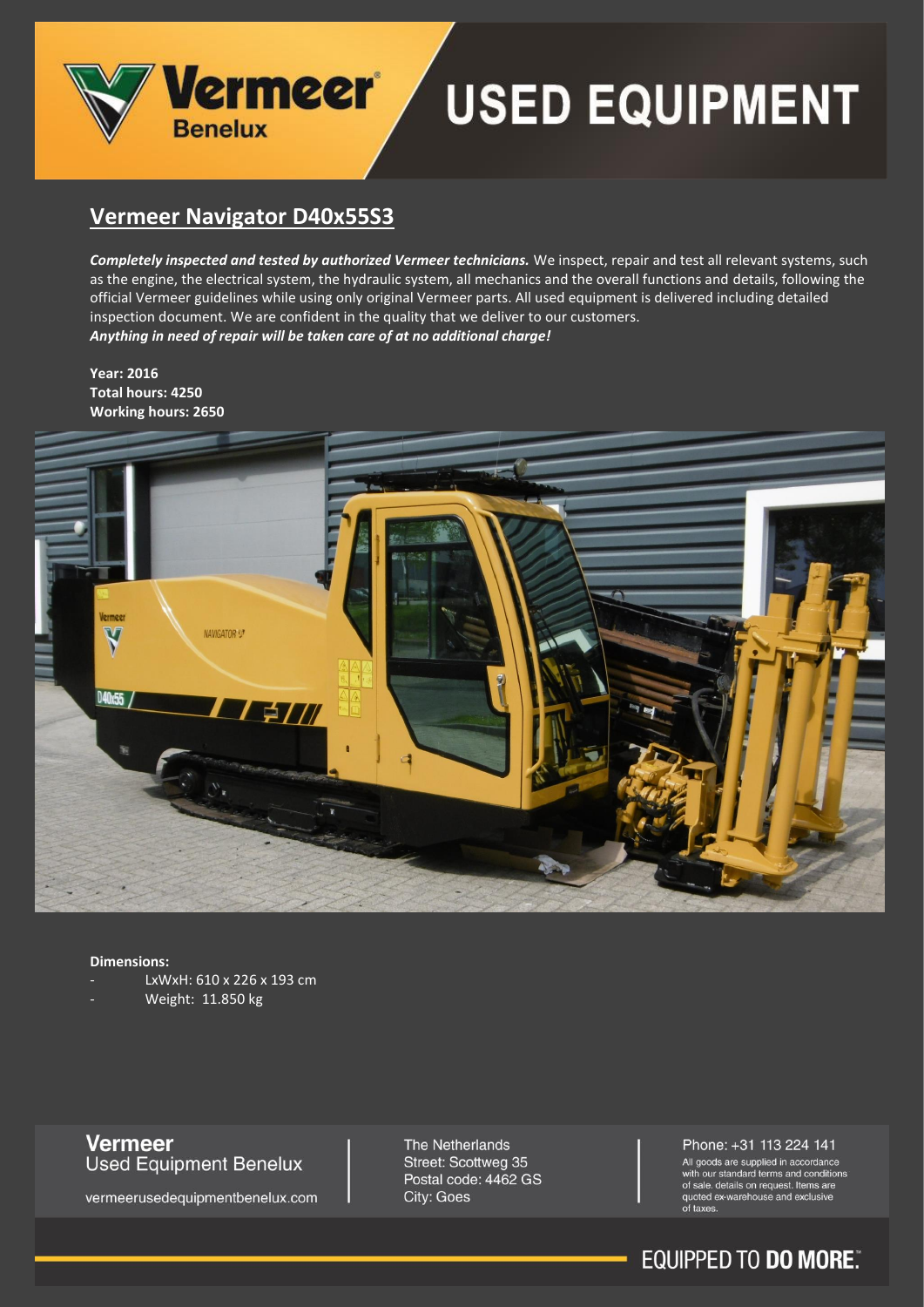# USED EQUIPMENT

Vermeer Benelux

## Vermeer Navigator D40x55S3

***Completely inspected and tested by authorized Vermeer technicians.*** We inspect, repair and test all relevant systems, such as the engine, the electrical system, the hydraulic system, all mechanics and the overall functions and details, following the official Vermeer guidelines while using only original Vermeer parts. All used equipment is delivered including detailed inspection document. We are confident in the quality that we deliver to our customers.
***Anything in need of repair will be taken care of at no additional charge!***

**Year: 2016**
**Total hours: 4250**
**Working hours: 2650**

**Dimensions:**

- LxWxH: 610 x 226 x 193 cm
- Weight: 11.850 kg

**Vermeer**
Used Equipment Benelux

vermeerusedequipmentbenelux.com

The Netherlands
Street: Scottweg 35
Postal code: 4462 GS
City: Goes

Phone: +31 113 224 141

All goods are supplied in accordance with our standard terms and conditions of sale. details on request. Items are quoted ex-warehouse and exclusive of taxes.

EQUIPPED TO **DO MORE.**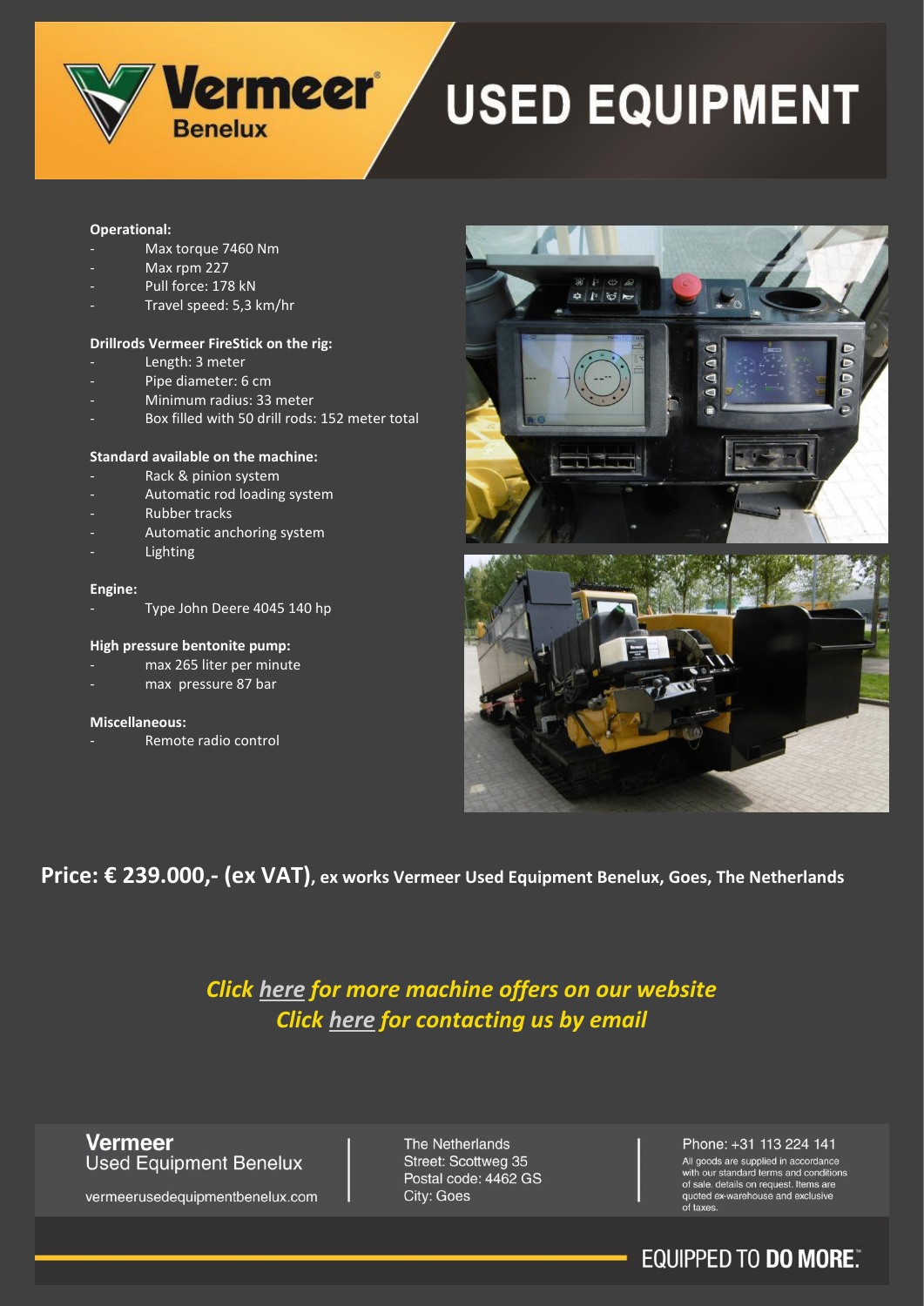# USED EQUIPMENT

Vermeer Benelux

**Operational:**

- Max torque 7460 Nm
- Max rpm 227
- Pull force: 178 kN
- Travel speed: 5,3 km/hr

**Drillrods Vermeer FireStick on the rig:**

- Length: 3 meter
- Pipe diameter: 6 cm
- Minimum radius: 33 meter
- Box filled with 50 drill rods: 152 meter total

**Standard available on the machine:**

- Rack & pinion system
- Automatic rod loading system
- Rubber tracks
- Automatic anchoring system
- Lighting

**Engine:**

- Type John Deere 4045 140 hp

**High pressure bentonite pump:**

- max 265 liter per minute
- max pressure 87 bar

**Miscellaneous:**

- Remote radio control

**Price: € 239.000,- (ex VAT), ex works Vermeer Used Equipment Benelux, Goes, The Netherlands**

*Click here for more machine offers on our website*

*Click here for contacting us by email*

**Vermeer**
Used Equipment Benelux

vermeerusedequipmentbenelux.com

The Netherlands
Street: Scottweg 35
Postal code: 4462 GS
City: Goes

Phone: +31 113 224 141

All goods are supplied in accordance with our standard terms and conditions of sale. details on request. Items are quoted ex-warehouse and exclusive of taxes.

EQUIPPED TO **DO MORE.**